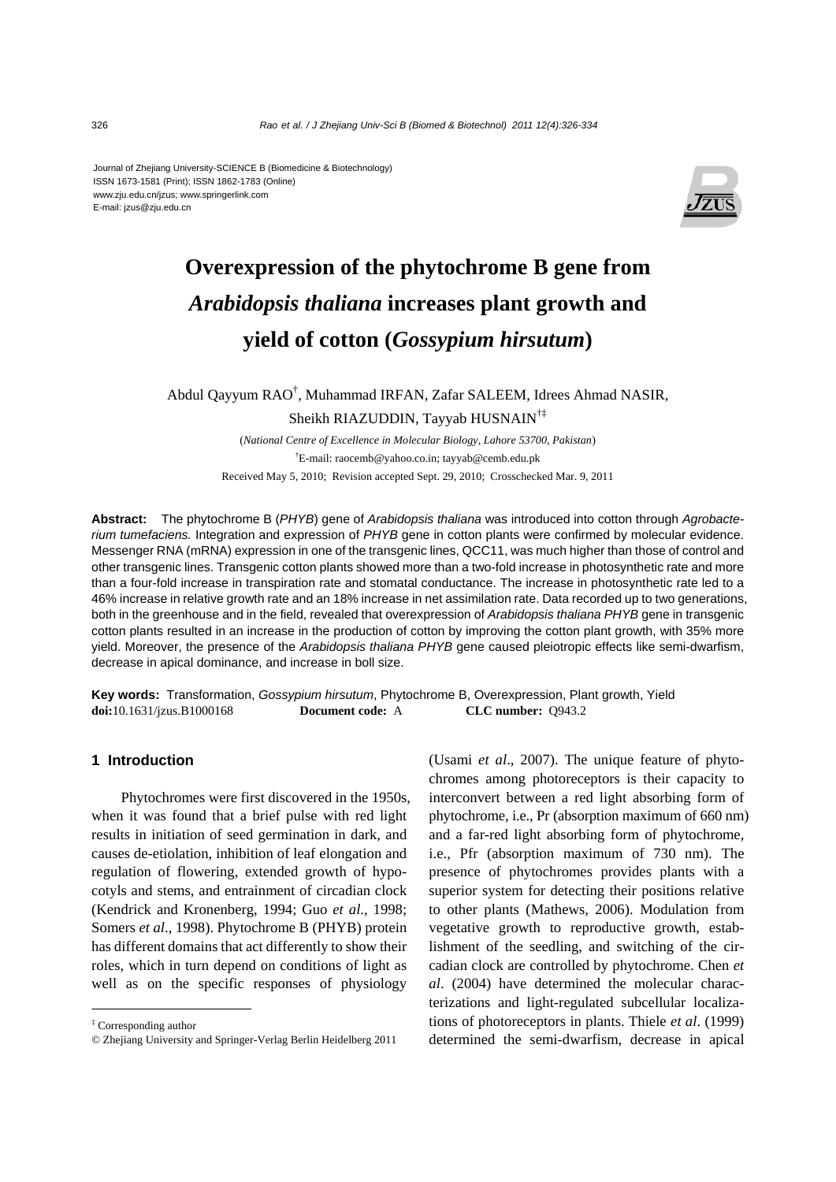Journal of Zhejiang University-SCIENCE B (Biomedicine & Biotechnology)
ISSN 1673-1581 (Print); ISSN 1862-1783 (Online)
www.zju.edu.cn/jzus; www.springerlink.com
E-mail: jzus@zju.edu.cn

# Overexpression of the phytochrome B gene from *Arabidopsis thaliana* increases plant growth and yield of cotton (*Gossypium hirsutum*)

Abdul Qayyum RAO[†], Muhammad IRFAN, Zafar SALEEM, Idrees Ahmad NASIR, Sheikh RIAZUDDIN, Tayyab HUSNAIN[†‡]

(*National Centre of Excellence in Molecular Biology, Lahore 53700, Pakistan*)

[†]E-mail: raocemb@yahoo.co.in; tayyab@cemb.edu.pk

Received May 5, 2010; Revision accepted Sept. 29, 2010; Crosschecked Mar. 9, 2011

**Abstract:** The phytochrome B (*PHYB*) gene of *Arabidopsis thaliana* was introduced into cotton through *Agrobacterium tumefaciens.* Integration and expression of *PHYB* gene in cotton plants were confirmed by molecular evidence. Messenger RNA (mRNA) expression in one of the transgenic lines, QCC11, was much higher than those of control and other transgenic lines. Transgenic cotton plants showed more than a two-fold increase in photosynthetic rate and more than a four-fold increase in transpiration rate and stomatal conductance. The increase in photosynthetic rate led to a 46% increase in relative growth rate and an 18% increase in net assimilation rate. Data recorded up to two generations, both in the greenhouse and in the field, revealed that overexpression of *Arabidopsis thaliana PHYB* gene in transgenic cotton plants resulted in an increase in the production of cotton by improving the cotton plant growth, with 35% more yield. Moreover, the presence of the *Arabidopsis thaliana PHYB* gene caused pleiotropic effects like semi-dwarfism, decrease in apical dominance, and increase in boll size.

**Key words:** Transformation, *Gossypium hirsutum*, Phytochrome B, Overexpression, Plant growth, Yield

**doi:**10.1631/jzus.B1000168 **Document code:** A **CLC number:** Q943.2

## 1 Introduction

Phytochromes were first discovered in the 1950s, when it was found that a brief pulse with red light results in initiation of seed germination in dark, and causes de-etiolation, inhibition of leaf elongation and regulation of flowering, extended growth of hypocotyls and stems, and entrainment of circadian clock (Kendrick and Kronenberg, 1994; Guo *et al*., 1998; Somers *et al*., 1998). Phytochrome B (PHYB) protein has different domains that act differently to show their roles, which in turn depend on conditions of light as well as on the specific responses of physiology (Usami *et al*., 2007). The unique feature of phytochromes among photoreceptors is their capacity to interconvert between a red light absorbing form of phytochrome, i.e., Pr (absorption maximum of 660 nm) and a far-red light absorbing form of phytochrome, i.e., Pfr (absorption maximum of 730 nm). The presence of phytochromes provides plants with a superior system for detecting their positions relative to other plants (Mathews, 2006). Modulation from vegetative growth to reproductive growth, establishment of the seedling, and switching of the circadian clock are controlled by phytochrome. Chen *et al*. (2004) have determined the molecular characterizations and light-regulated subcellular localizations of photoreceptors in plants. Thiele *et al*. (1999) determined the semi-dwarfism, decrease in apical

[‡] Corresponding author

© Zhejiang University and Springer-Verlag Berlin Heidelberg 2011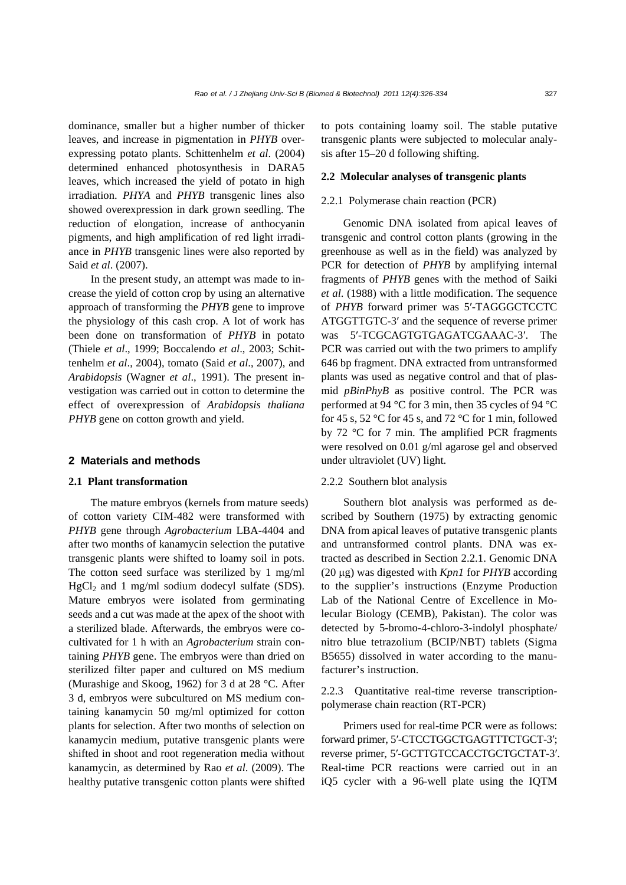dominance, smaller but a higher number of thicker leaves, and increase in pigmentation in *PHYB* over-expressing potato plants. Schittenhelm *et al*. (2004) determined enhanced photosynthesis in DARA5 leaves, which increased the yield of potato in high irradiation. *PHYA* and *PHYB* transgenic lines also showed overexpression in dark grown seedling. The reduction of elongation, increase of anthocyanin pigments, and high amplification of red light irradiance in *PHYB* transgenic lines were also reported by Said *et al*. (2007).

In the present study, an attempt was made to increase the yield of cotton crop by using an alternative approach of transforming the *PHYB* gene to improve the physiology of this cash crop. A lot of work has been done on transformation of *PHYB* in potato (Thiele *et al*., 1999; Boccalendo *et al*., 2003; Schittenhelm *et al*., 2004), tomato (Said *et al*., 2007), and *Arabidopsis* (Wagner *et al*., 1991). The present investigation was carried out in cotton to determine the effect of overexpression of *Arabidopsis thaliana PHYB* gene on cotton growth and yield.

## 2 Materials and methods

### 2.1 Plant transformation

The mature embryos (kernels from mature seeds) of cotton variety CIM-482 were transformed with *PHYB* gene through *Agrobacterium* LBA-4404 and after two months of kanamycin selection the putative transgenic plants were shifted to loamy soil in pots. The cotton seed surface was sterilized by 1 mg/ml $HgCl_2$ and 1 mg/ml sodium dodecyl sulfate (SDS). Mature embryos were isolated from germinating seeds and a cut was made at the apex of the shoot with a sterilized blade. Afterwards, the embryos were co-cultivated for 1 h with an *Agrobacterium* strain containing *PHYB* gene. The embryos were than dried on sterilized filter paper and cultured on MS medium (Murashige and Skoog, 1962) for 3 d at 28 °C. After 3 d, embryos were subcultured on MS medium containing kanamycin 50 mg/ml optimized for cotton plants for selection. After two months of selection on kanamycin medium, putative transgenic plants were shifted in shoot and root regeneration media without kanamycin, as determined by Rao *et al*. (2009). The healthy putative transgenic cotton plants were shifted to pots containing loamy soil. The stable putative transgenic plants were subjected to molecular analysis after 15–20 d following shifting.

### 2.2 Molecular analyses of transgenic plants

#### 2.2.1 Polymerase chain reaction (PCR)

Genomic DNA isolated from apical leaves of transgenic and control cotton plants (growing in the greenhouse as well as in the field) was analyzed by PCR for detection of *PHYB* by amplifying internal fragments of *PHYB* genes with the method of Saiki *et al.* (1988) with a little modification. The sequence of *PHYB* forward primer was 5′-TAGGGCTCCTC ATGGTTGTC-3′ and the sequence of reverse primer was 5′-TCGCAGTGTGAGATCGAAAC-3′. The PCR was carried out with the two primers to amplify 646 bp fragment. DNA extracted from untransformed plants was used as negative control and that of plasmid *pBinPhyB* as positive control. The PCR was performed at 94 °C for 3 min, then 35 cycles of 94 °C for 45 s, 52 °C for 45 s, and 72 °C for 1 min, followed by 72 °C for 7 min. The amplified PCR fragments were resolved on 0.01 g/ml agarose gel and observed under ultraviolet (UV) light.

#### 2.2.2 Southern blot analysis

Southern blot analysis was performed as described by Southern (1975) by extracting genomic DNA from apical leaves of putative transgenic plants and untransformed control plants. DNA was extracted as described in Section 2.2.1. Genomic DNA (20 μg) was digested with *Kpn1* for *PHYB* according to the supplier's instructions (Enzyme Production Lab of the National Centre of Excellence in Molecular Biology (CEMB), Pakistan). The color was detected by 5-bromo-4-chloro-3-indolyl phosphate/ nitro blue tetrazolium (BCIP/NBT) tablets (Sigma B5655) dissolved in water according to the manufacturer's instruction.

#### 2.2.3 Quantitative real-time reverse transcription-polymerase chain reaction (RT-PCR)

Primers used for real-time PCR were as follows: forward primer, 5′-CTCCTGGCTGAGTTTCTGCT-3′; reverse primer, 5′-GCTTGTCCACCTGCTGCTAT-3′. Real-time PCR reactions were carried out in an iQ5 cycler with a 96-well plate using the IQTM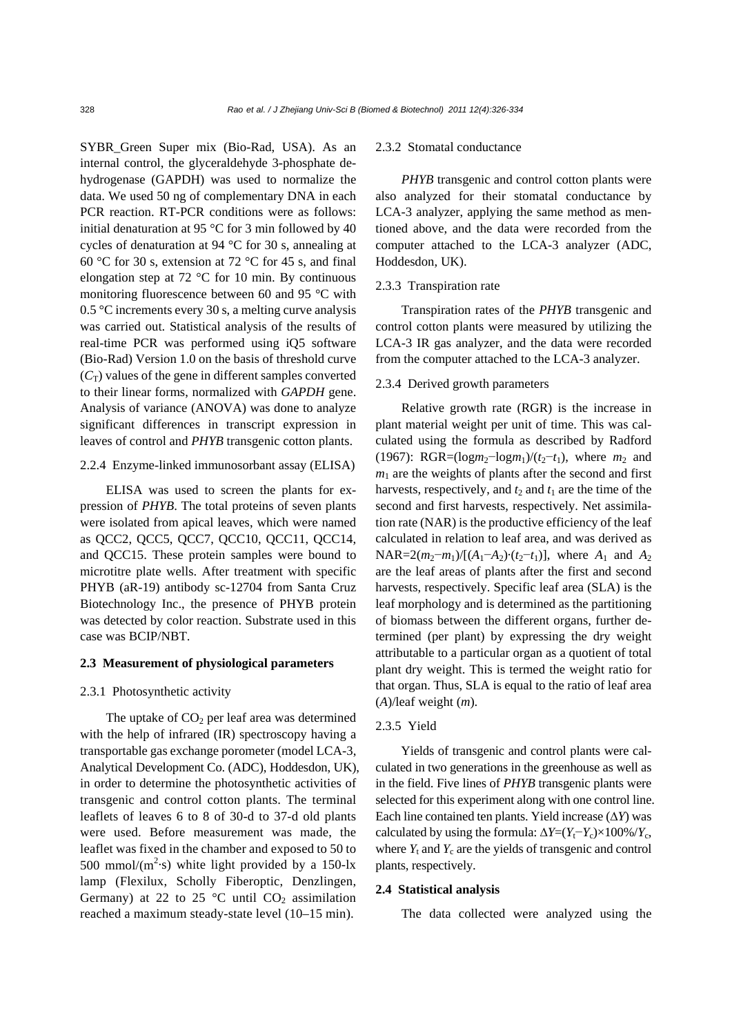SYBR_Green Super mix (Bio-Rad, USA). As an internal control, the glyceraldehyde 3-phosphate dehydrogenase (GAPDH) was used to normalize the data. We used 50 ng of complementary DNA in each PCR reaction. RT-PCR conditions were as follows: initial denaturation at 95 °C for 3 min followed by 40 cycles of denaturation at 94 °C for 30 s, annealing at 60 °C for 30 s, extension at 72 °C for 45 s, and final elongation step at 72 °C for 10 min. By continuous monitoring fluorescence between 60 and 95 °C with 0.5 °C increments every 30 s, a melting curve analysis was carried out. Statistical analysis of the results of real-time PCR was performed using iQ5 software (Bio-Rad) Version 1.0 on the basis of threshold curve ($C_T$) values of the gene in different samples converted to their linear forms, normalized with *GAPDH* gene. Analysis of variance (ANOVA) was done to analyze significant differences in transcript expression in leaves of control and *PHYB* transgenic cotton plants.

#### 2.2.4 Enzyme-linked immunosorbant assay (ELISA)

ELISA was used to screen the plants for expression of *PHYB*. The total proteins of seven plants were isolated from apical leaves, which were named as QCC2, QCC5, QCC7, QCC10, QCC11, QCC14, and QCC15. These protein samples were bound to microtitre plate wells. After treatment with specific PHYB (aR-19) antibody sc-12704 from Santa Cruz Biotechnology Inc., the presence of PHYB protein was detected by color reaction. Substrate used in this case was BCIP/NBT.

### 2.3 Measurement of physiological parameters

#### 2.3.1 Photosynthetic activity

The uptake of $CO_2$ per leaf area was determined with the help of infrared (IR) spectroscopy having a transportable gas exchange porometer (model LCA-3, Analytical Development Co. (ADC), Hoddesdon, UK), in order to determine the photosynthetic activities of transgenic and control cotton plants. The terminal leaflets of leaves 6 to 8 of 30-d to 37-d old plants were used. Before measurement was made, the leaflet was fixed in the chamber and exposed to 50 to 500 mmol/($m^2$·s) white light provided by a 150-lx lamp (Flexilux, Scholly Fiberoptic, Denzlingen, Germany) at 22 to 25 °C until $CO_2$ assimilation reached a maximum steady-state level (10–15 min).

#### 2.3.2 Stomatal conductance

*PHYB* transgenic and control cotton plants were also analyzed for their stomatal conductance by LCA-3 analyzer, applying the same method as mentioned above, and the data were recorded from the computer attached to the LCA-3 analyzer (ADC, Hoddesdon, UK).

#### 2.3.3 Transpiration rate

Transpiration rates of the *PHYB* transgenic and control cotton plants were measured by utilizing the LCA-3 IR gas analyzer, and the data were recorded from the computer attached to the LCA-3 analyzer.

#### 2.3.4 Derived growth parameters

Relative growth rate (RGR) is the increase in plant material weight per unit of time. This was calculated using the formula as described by Radford (1967): $\text{RGR}=(\log m_2-\log m_1)/(t_2-t_1)$, where $m_2$ and $m_1$ are the weights of plants after the second and first harvests, respectively, and $t_2$ and $t_1$ are the time of the second and first harvests, respectively. Net assimilation rate (NAR) is the productive efficiency of the leaf calculated in relation to leaf area, and was derived as $\text{NAR}=2(m_2-m_1)/[(A_1-A_2)\cdot(t_2-t_1)]$, where $A_1$ and $A_2$ are the leaf areas of plants after the first and second harvests, respectively. Specific leaf area (SLA) is the leaf morphology and is determined as the partitioning of biomass between the different organs, further determined (per plant) by expressing the dry weight attributable to a particular organ as a quotient of total plant dry weight. This is termed the weight ratio for that organ. Thus, SLA is equal to the ratio of leaf area ($A$)/leaf weight ($m$).

#### 2.3.5 Yield

Yields of transgenic and control plants were calculated in two generations in the greenhouse as well as in the field. Five lines of *PHYB* transgenic plants were selected for this experiment along with one control line. Each line contained ten plants. Yield increase ($\Delta Y$) was calculated by using the formula: $\Delta Y=(Y_t-Y_c)\times100\%/Y_c$, where $Y_t$ and $Y_c$ are the yields of transgenic and control plants, respectively.

### 2.4 Statistical analysis

The data collected were analyzed using the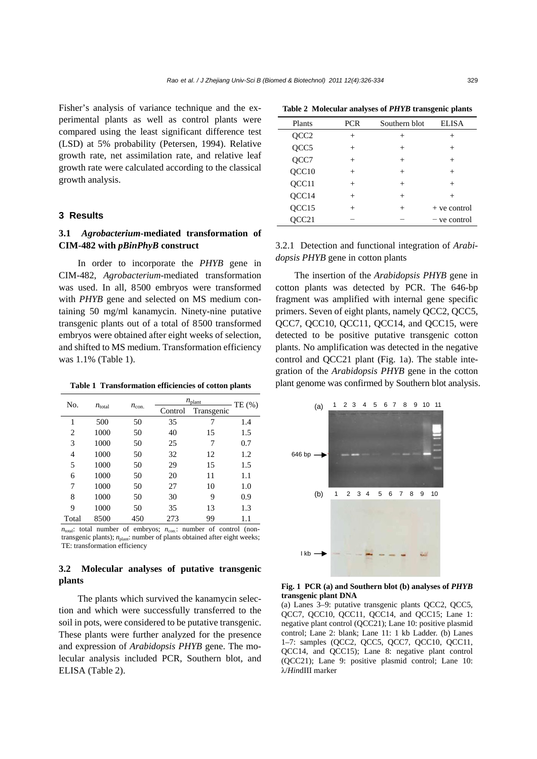Fisher's analysis of variance technique and the experimental plants as well as control plants were compared using the least significant difference test (LSD) at 5% probability (Petersen, 1994). Relative growth rate, net assimilation rate, and relative leaf growth rate were calculated according to the classical growth analysis.

## 3 Results

### 3.1 *Agrobacterium*-mediated transformation of CIM-482 with *pBinPhyB* construct

In order to incorporate the *PHYB* gene in CIM-482, *Agrobacterium*-mediated transformation was used. In all, 8500 embryos were transformed with *PHYB* gene and selected on MS medium containing 50 mg/ml kanamycin. Ninety-nine putative transgenic plants out of a total of 8500 transformed embryos were obtained after eight weeks of selection, and shifted to MS medium. Transformation efficiency was 1.1% (Table 1).

**Table 1 Transformation efficiencies of cotton plants**

| No. | $n_{total}$ | $n_{con.}$ | $n_{plant}$ | | TE (%) |
|---|---|---|---|---|---|
| | | | Control | Transgenic | |
| 1 | 500 | 50 | 35 | 7 | 1.4 |
| 2 | 1000 | 50 | 40 | 15 | 1.5 |
| 3 | 1000 | 50 | 25 | 7 | 0.7 |
| 4 | 1000 | 50 | 32 | 12 | 1.2 |
| 5 | 1000 | 50 | 29 | 15 | 1.5 |
| 6 | 1000 | 50 | 20 | 11 | 1.1 |
| 7 | 1000 | 50 | 27 | 10 | 1.0 |
| 8 | 1000 | 50 | 30 | 9 | 0.9 |
| 9 | 1000 | 50 | 35 | 13 | 1.3 |
| Total | 8500 | 450 | 273 | 99 | 1.1 |

$n_{total}$: total number of embryos; $n_{con.}$: number of control (non-transgenic plants); $n_{plant}$: number of plants obtained after eight weeks; TE: transformation efficiency

### 3.2 Molecular analyses of putative transgenic plants

The plants which survived the kanamycin selection and which were successfully transferred to the soil in pots, were considered to be putative transgenic. These plants were further analyzed for the presence and expression of *Arabidopsis PHYB* gene. The molecular analysis included PCR, Southern blot, and ELISA (Table 2).

**Table 2 Molecular analyses of *PHYB* transgenic plants**

| Plants | PCR | Southern blot | ELISA |
|---|---|---|---|
| QCC2 | + | + | + |
| QCC5 | + | + | + |
| QCC7 | + | + | + |
| QCC10 | + | + | + |
| QCC11 | + | + | + |
| QCC14 | + | + | + |
| QCC15 | + | + | + ve control |
| QCC21 | − | − | − ve control |

#### 3.2.1 Detection and functional integration of *Arabidopsis PHYB* gene in cotton plants

The insertion of the *Arabidopsis PHYB* gene in cotton plants was detected by PCR. The 646-bp fragment was amplified with internal gene specific primers. Seven of eight plants, namely QCC2, QCC5, QCC7, QCC10, QCC11, QCC14, and QCC15, were detected to be positive putative transgenic cotton plants. No amplification was detected in the negative control and QCC21 plant (Fig. 1a). The stable integration of the *Arabidopsis PHYB* gene in the cotton plant genome was confirmed by Southern blot analysis.

**Fig. 1 PCR (a) and Southern blot (b) analyses of *PHYB* transgenic plant DNA**

(a) Lanes 3–9: putative transgenic plants QCC2, QCC5, QCC7, QCC10, QCC11, QCC14, and QCC15; Lane 1: negative plant control (QCC21); Lane 10: positive plasmid control; Lane 2: blank; Lane 11: 1 kb Ladder. (b) Lanes 1–7: samples (QCC2, QCC5, QCC7, QCC10, QCC11, QCC14, and QCC15); Lane 8: negative plant control (QCC21); Lane 9: positive plasmid control; Lane 10: λ/*Hin*dIII marker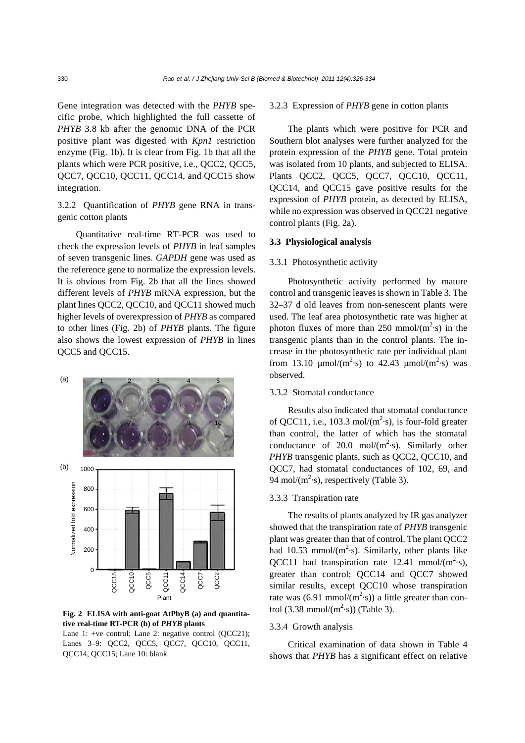Gene integration was detected with the *PHYB* specific probe, which highlighted the full cassette of *PHYB* 3.8 kb after the genomic DNA of the PCR positive plant was digested with *Kpn1* restriction enzyme (Fig. 1b). It is clear from Fig. 1b that all the plants which were PCR positive, i.e., QCC2, QCC5, QCC7, QCC10, QCC11, QCC14, and QCC15 show integration.

### 3.2.2 Quantification of *PHYB* gene RNA in transgenic cotton plants

Quantitative real-time RT-PCR was used to check the expression levels of *PHYB* in leaf samples of seven transgenic lines. *GAPDH* gene was used as the reference gene to normalize the expression levels. It is obvious from Fig. 2b that all the lines showed different levels of *PHYB* mRNA expression, but the plant lines QCC2, QCC10, and QCC11 showed much higher levels of overexpression of *PHYB* as compared to other lines (Fig. 2b) of *PHYB* plants. The figure also shows the lowest expression of *PHYB* in lines QCC5 and QCC15.

**Fig. 2 ELISA with anti-goat AtPhyB (a) and quantitative real-time RT-PCR (b) of *PHYB* plants**

Lane 1: +ve control; Lane 2: negative control (QCC21); Lanes 3–9: QCC2, QCC5, QCC7, QCC10, QCC11, QCC14, QCC15; Lane 10: blank

### 3.2.3 Expression of *PHYB* gene in cotton plants

The plants which were positive for PCR and Southern blot analyses were further analyzed for the protein expression of the *PHYB* gene. Total protein was isolated from 10 plants, and subjected to ELISA. Plants QCC2, QCC5, QCC7, QCC10, QCC11, QCC14, and QCC15 gave positive results for the expression of *PHYB* protein, as detected by ELISA, while no expression was observed in QCC21 negative control plants (Fig. 2a).

## 3.3 Physiological analysis

### 3.3.1 Photosynthetic activity

Photosynthetic activity performed by mature control and transgenic leaves is shown in Table 3. The 32–37 d old leaves from non-senescent plants were used. The leaf area photosynthetic rate was higher at photon fluxes of more than 250 mmol/($m^2$·s) in the transgenic plants than in the control plants. The increase in the photosynthetic rate per individual plant from 13.10 μmol/($m^2$·s) to 42.43 μmol/($m^2$·s) was observed.

### 3.3.2 Stomatal conductance

Results also indicated that stomatal conductance of QCC11, i.e., 103.3 mol/($m^2$·s), is four-fold greater than control, the latter of which has the stomatal conductance of 20.0 mol/($m^2$·s). Similarly other *PHYB* transgenic plants, such as QCC2, QCC10, and QCC7, had stomatal conductances of 102, 69, and 94 mol/($m^2$·s), respectively (Table 3).

### 3.3.3 Transpiration rate

The results of plants analyzed by IR gas analyzer showed that the transpiration rate of *PHYB* transgenic plant was greater than that of control. The plant QCC2 had 10.53 mmol/($m^2$·s). Similarly, other plants like QCC11 had transpiration rate 12.41 mmol/($m^2$·s), greater than control; QCC14 and QCC7 showed similar results, except QCC10 whose transpiration rate was (6.91 mmol/($m^2$·s)) a little greater than control (3.38 mmol/($m^2$·s)) (Table 3).

### 3.3.4 Growth analysis

Critical examination of data shown in Table 4 shows that *PHYB* has a significant effect on relative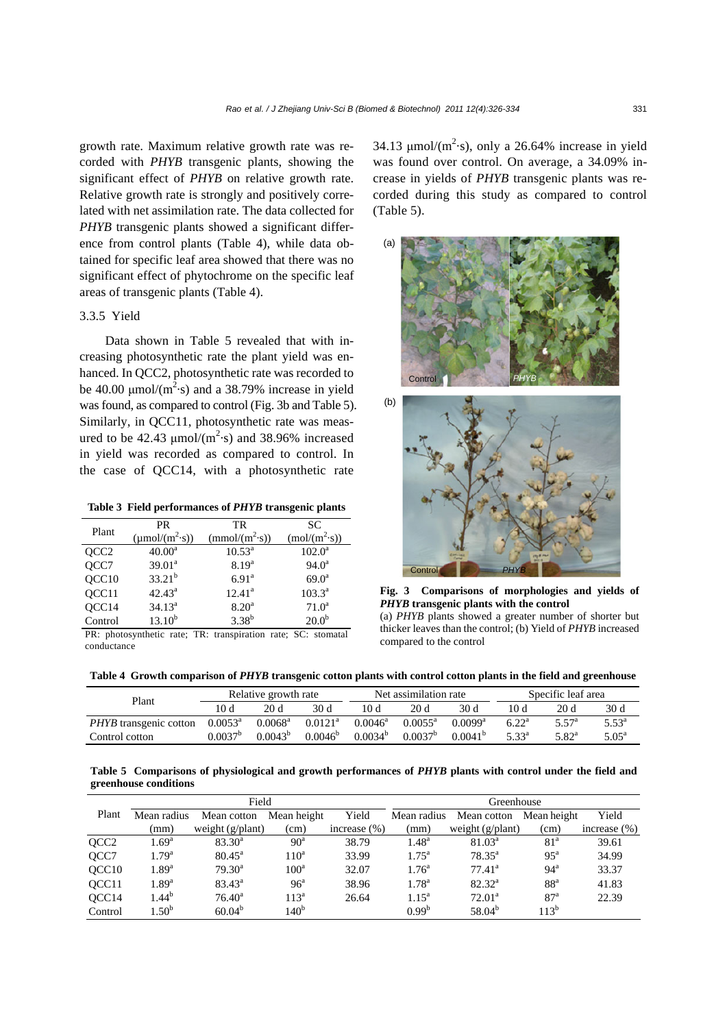growth rate. Maximum relative growth rate was recorded with *PHYB* transgenic plants, showing the significant effect of *PHYB* on relative growth rate. Relative growth rate is strongly and positively correlated with net assimilation rate. The data collected for *PHYB* transgenic plants showed a significant difference from control plants (Table 4), while data obtained for specific leaf area showed that there was no significant effect of phytochrome on the specific leaf areas of transgenic plants (Table 4).

### 3.3.5 Yield

Data shown in Table 5 revealed that with increasing photosynthetic rate the plant yield was enhanced. In QCC2, photosynthetic rate was recorded to be 40.00 μmol/($m^2$·s) and a 38.79% increase in yield was found, as compared to control (Fig. 3b and Table 5). Similarly, in QCC11, photosynthetic rate was measured to be 42.43 μmol/($m^2$·s) and 38.96% increased in yield was recorded as compared to control. In the case of QCC14, with a photosynthetic rate 34.13 μmol/($m^2$·s), only a 26.64% increase in yield was found over control. On average, a 34.09% increase in yields of *PHYB* transgenic plants was recorded during this study as compared to control (Table 5).

**Table 3 Field performances of *PHYB* transgenic plants**

| Plant | PR (μmol/($m^2$·s)) | TR (mmol/($m^2$·s)) | SC (mol/($m^2$·s)) |
|---|---|---|---|
| QCC2 | $40.00^a$ | $10.53^a$ | $102.0^a$ |
| QCC7 | $39.01^a$ | $8.19^a$ | $94.0^a$ |
| QCC10 | $33.21^b$ | $6.91^a$ | $69.0^a$ |
| QCC11 | $42.43^a$ | $12.41^a$ | $103.3^a$ |
| QCC14 | $34.13^a$ | $8.20^a$ | $71.0^a$ |
| Control | $13.10^b$ | $3.38^b$ | $20.0^b$ |

PR: photosynthetic rate; TR: transpiration rate; SC: stomatal conductance

**Fig. 3 Comparisons of morphologies and yields of *PHYB* transgenic plants with the control**

(a) *PHYB* plants showed a greater number of shorter but thicker leaves than the control; (b) Yield of *PHYB* increased compared to the control

**Table 4 Growth comparison of *PHYB* transgenic cotton plants with control cotton plants in the field and greenhouse**

| Plant | Relative growth rate | | | Net assimilation rate | | | Specific leaf area | | |
|---|---|---|---|---|---|---|---|---|---|
| | 10 d | 20 d | 30 d | 10 d | 20 d | 30 d | 10 d | 20 d | 30 d |
| *PHYB* transgenic cotton | $0.0053^a$ | $0.0068^a$ | $0.0121^a$ | $0.0046^a$ | $0.0055^a$ | $0.0099^a$ | $6.22^a$ | $5.57^a$ | $5.53^a$ |
| Control cotton | $0.0037^b$ | $0.0043^b$ | $0.0046^b$ | $0.0034^b$ | $0.0037^b$ | $0.0041^b$ | $5.33^a$ | $5.82^a$ | $5.05^a$ |

**Table 5 Comparisons of physiological and growth performances of *PHYB* plants with control under the field and greenhouse conditions**

| Plant | Field | | | | Greenhouse | | | |
|---|---|---|---|---|---|---|---|---|
| | Mean radius (mm) | Mean cotton weight (g/plant) | Mean height (cm) | Yield increase (%) | Mean radius (mm) | Mean cotton weight (g/plant) | Mean height (cm) | Yield increase (%) |
| QCC2 | $1.69^a$ | $83.30^a$ | $90^a$ | 38.79 | $1.48^a$ | $81.03^a$ | $81^a$ | 39.61 |
| QCC7 | $1.79^a$ | $80.45^a$ | $110^a$ | 33.99 | $1.75^a$ | $78.35^a$ | $95^a$ | 34.99 |
| QCC10 | $1.89^a$ | $79.30^a$ | $100^a$ | 32.07 | $1.76^a$ | $77.41^a$ | $94^a$ | 33.37 |
| QCC11 | $1.89^a$ | $83.43^a$ | $96^a$ | 38.96 | $1.78^a$ | $82.32^a$ | $88^a$ | 41.83 |
| QCC14 | $1.44^b$ | $76.40^a$ | $113^a$ | 26.64 | $1.15^a$ | $72.01^a$ | $87^a$ | 22.39 |
| Control | $1.50^b$ | $60.04^b$ | $140^b$ | | $0.99^b$ | $58.04^b$ | $113^b$ | |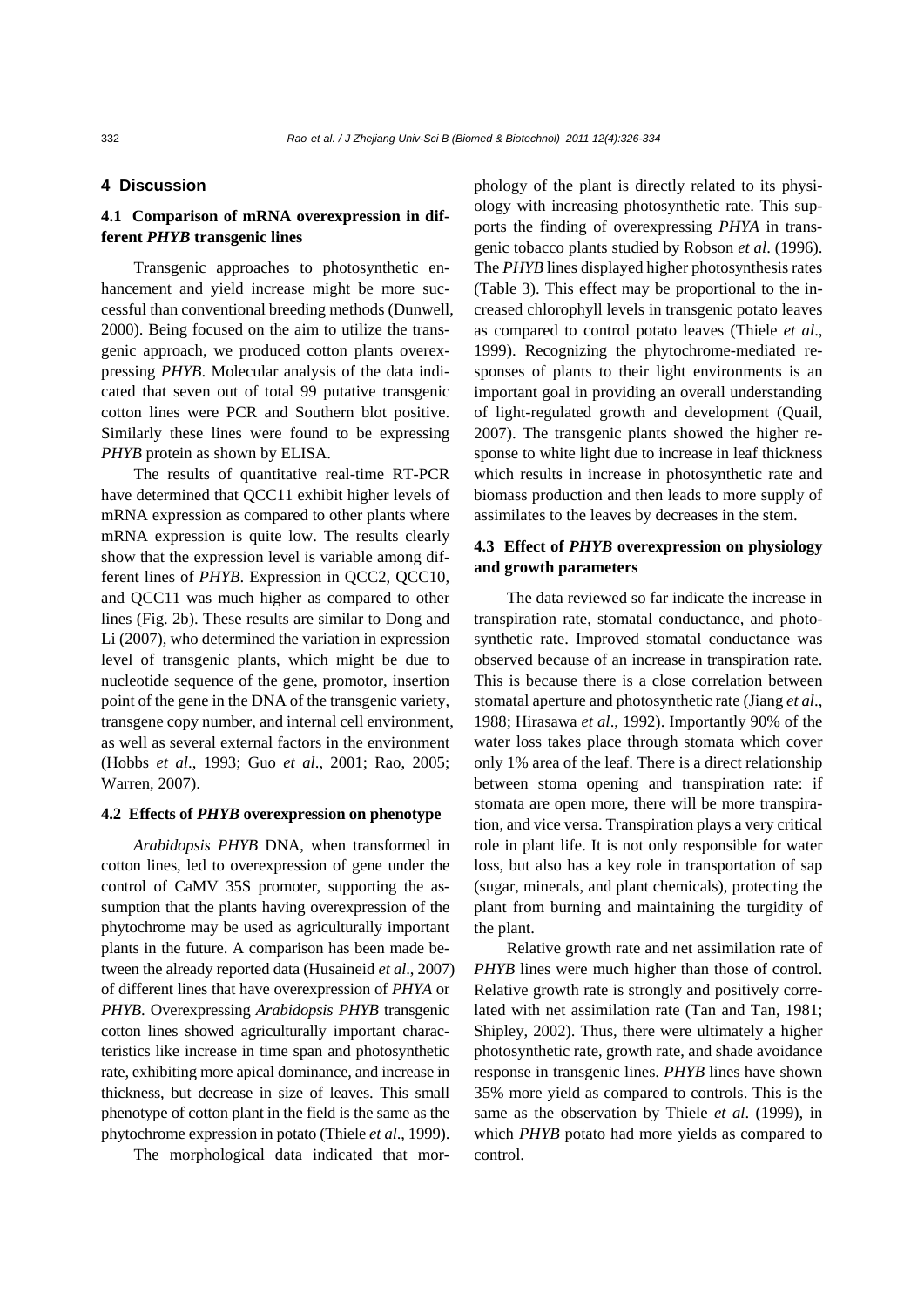## 4 Discussion

### 4.1 Comparison of mRNA overexpression in different *PHYB* transgenic lines

Transgenic approaches to photosynthetic enhancement and yield increase might be more successful than conventional breeding methods (Dunwell, 2000). Being focused on the aim to utilize the transgenic approach, we produced cotton plants overexpressing *PHYB*. Molecular analysis of the data indicated that seven out of total 99 putative transgenic cotton lines were PCR and Southern blot positive. Similarly these lines were found to be expressing *PHYB* protein as shown by ELISA.

The results of quantitative real-time RT-PCR have determined that QCC11 exhibit higher levels of mRNA expression as compared to other plants where mRNA expression is quite low. The results clearly show that the expression level is variable among different lines of *PHYB*. Expression in QCC2, QCC10, and QCC11 was much higher as compared to other lines (Fig. 2b). These results are similar to Dong and Li (2007), who determined the variation in expression level of transgenic plants, which might be due to nucleotide sequence of the gene, promotor, insertion point of the gene in the DNA of the transgenic variety, transgene copy number, and internal cell environment, as well as several external factors in the environment (Hobbs *et al*., 1993; Guo *et al*., 2001; Rao, 2005; Warren, 2007).

### 4.2 Effects of *PHYB* overexpression on phenotype

*Arabidopsis PHYB* DNA, when transformed in cotton lines, led to overexpression of gene under the control of CaMV 35S promoter, supporting the assumption that the plants having overexpression of the phytochrome may be used as agriculturally important plants in the future. A comparison has been made between the already reported data (Husaineid *et al*., 2007) of different lines that have overexpression of *PHYA* or *PHYB*. Overexpressing *Arabidopsis PHYB* transgenic cotton lines showed agriculturally important characteristics like increase in time span and photosynthetic rate, exhibiting more apical dominance, and increase in thickness, but decrease in size of leaves. This small phenotype of cotton plant in the field is the same as the phytochrome expression in potato (Thiele *et al*., 1999).

The morphological data indicated that morphology of the plant is directly related to its physiology with increasing photosynthetic rate. This supports the finding of overexpressing *PHYA* in transgenic tobacco plants studied by Robson *et al*. (1996). The *PHYB* lines displayed higher photosynthesis rates (Table 3). This effect may be proportional to the increased chlorophyll levels in transgenic potato leaves as compared to control potato leaves (Thiele *et al*., 1999). Recognizing the phytochrome-mediated responses of plants to their light environments is an important goal in providing an overall understanding of light-regulated growth and development (Quail, 2007). The transgenic plants showed the higher response to white light due to increase in leaf thickness which results in increase in photosynthetic rate and biomass production and then leads to more supply of assimilates to the leaves by decreases in the stem.

### 4.3 Effect of *PHYB* overexpression on physiology and growth parameters

The data reviewed so far indicate the increase in transpiration rate, stomatal conductance, and photosynthetic rate. Improved stomatal conductance was observed because of an increase in transpiration rate. This is because there is a close correlation between stomatal aperture and photosynthetic rate (Jiang *et al*., 1988; Hirasawa *et al*., 1992). Importantly 90% of the water loss takes place through stomata which cover only 1% area of the leaf. There is a direct relationship between stoma opening and transpiration rate: if stomata are open more, there will be more transpiration, and vice versa. Transpiration plays a very critical role in plant life. It is not only responsible for water loss, but also has a key role in transportation of sap (sugar, minerals, and plant chemicals), protecting the plant from burning and maintaining the turgidity of the plant.

Relative growth rate and net assimilation rate of *PHYB* lines were much higher than those of control. Relative growth rate is strongly and positively correlated with net assimilation rate (Tan and Tan, 1981; Shipley, 2002). Thus, there were ultimately a higher photosynthetic rate, growth rate, and shade avoidance response in transgenic lines. *PHYB* lines have shown 35% more yield as compared to controls. This is the same as the observation by Thiele *et al*. (1999), in which *PHYB* potato had more yields as compared to control.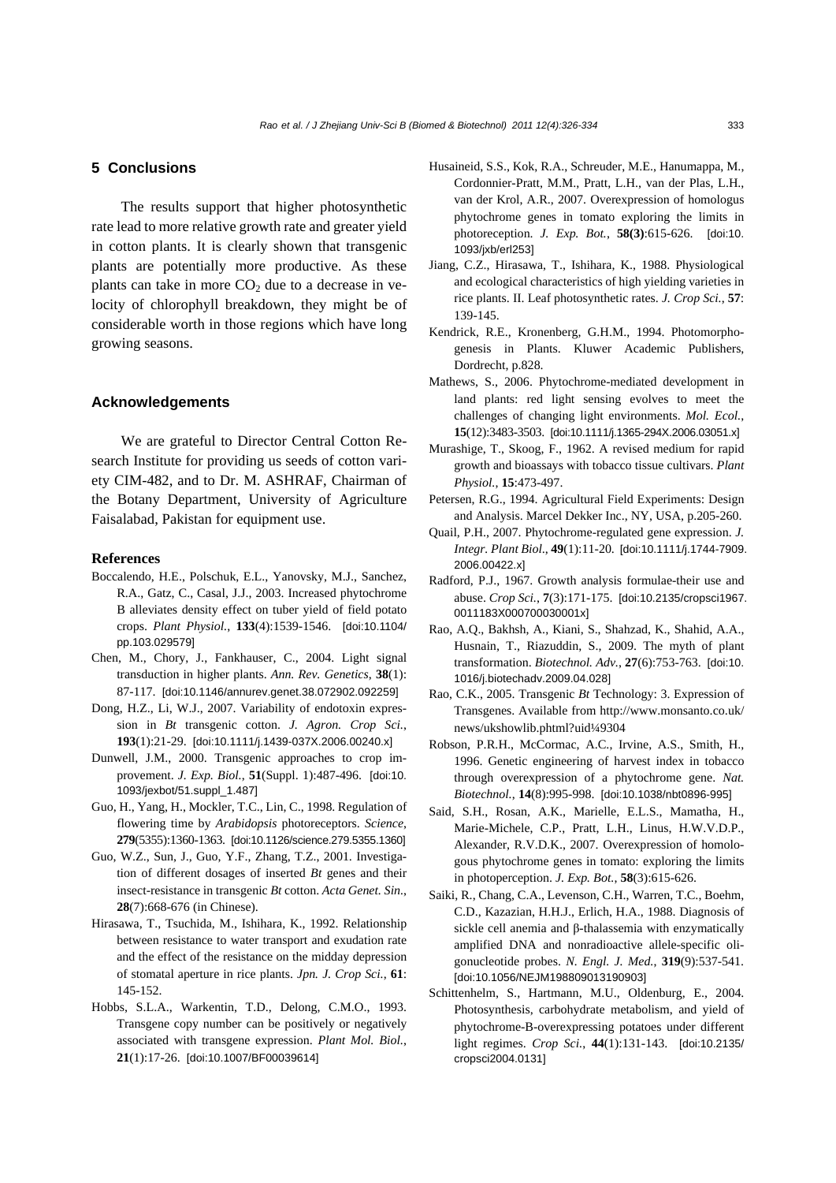## 5 Conclusions

The results support that higher photosynthetic rate lead to more relative growth rate and greater yield in cotton plants. It is clearly shown that transgenic plants are potentially more productive. As these plants can take in more $CO_2$ due to a decrease in velocity of chlorophyll breakdown, they might be of considerable worth in those regions which have long growing seasons.

## Acknowledgements

We are grateful to Director Central Cotton Research Institute for providing us seeds of cotton variety CIM-482, and to Dr. M. ASHRAF, Chairman of the Botany Department, University of Agriculture Faisalabad, Pakistan for equipment use.

## References

Boccalendo, H.E., Polschuk, E.L., Yanovsky, M.J., Sanchez, R.A., Gatz, C., Casal, J.J., 2003. Increased phytochrome B alleviates density effect on tuber yield of field potato crops. *Plant Physiol.*, **133**(4):1539-1546. [doi:10.1104/pp.103.029579]

Chen, M., Chory, J., Fankhauser, C., 2004. Light signal transduction in higher plants. *Ann. Rev. Genetics*, **38**(1):87-117. [doi:10.1146/annurev.genet.38.072902.092259]

Dong, H.Z., Li, W.J., 2007. Variability of endotoxin expression in *Bt* transgenic cotton. *J. Agron. Crop Sci.*, **193**(1):21-29. [doi:10.1111/j.1439-037X.2006.00240.x]

Dunwell, J.M., 2000. Transgenic approaches to crop improvement. *J. Exp. Biol.*, **51**(Suppl. 1):487-496. [doi:10.1093/jexbot/51.suppl_1.487]

Guo, H., Yang, H., Mockler, T.C., Lin, C., 1998. Regulation of flowering time by *Arabidopsis* photoreceptors. *Science*, **279**(5355):1360-1363. [doi:10.1126/science.279.5355.1360]

Guo, W.Z., Sun, J., Guo, Y.F., Zhang, T.Z., 2001. Investigation of different dosages of inserted *Bt* genes and their insect-resistance in transgenic *Bt* cotton. *Acta Genet. Sin.*, **28**(7):668-676 (in Chinese).

Hirasawa, T., Tsuchida, M., Ishihara, K., 1992. Relationship between resistance to water transport and exudation rate and the effect of the resistance on the midday depression of stomatal aperture in rice plants. *Jpn. J. Crop Sci.*, **61**:145-152.

Hobbs, S.L.A., Warkentin, T.D., Delong, C.M.O., 1993. Transgene copy number can be positively or negatively associated with transgene expression. *Plant Mol. Biol.*, **21**(1):17-26. [doi:10.1007/BF00039614]

Husaineid, S.S., Kok, R.A., Schreuder, M.E., Hanumappa, M., Cordonnier-Pratt, M.M., Pratt, L.H., van der Plas, L.H., van der Krol, A.R., 2007. Overexpression of homologus phytochrome genes in tomato exploring the limits in photoreception. *J. Exp. Bot.*, **58(3)**:615-626. [doi:10.1093/jxb/erl253]

Jiang, C.Z., Hirasawa, T., Ishihara, K., 1988. Physiological and ecological characteristics of high yielding varieties in rice plants. II. Leaf photosynthetic rates. *J. Crop Sci.*, **57**:139-145.

Kendrick, R.E., Kronenberg, G.H.M., 1994. Photomorphogenesis in Plants. Kluwer Academic Publishers, Dordrecht, p.828.

Mathews, S., 2006. Phytochrome-mediated development in land plants: red light sensing evolves to meet the challenges of changing light environments. *Mol. Ecol.*, **15**(12):3483-3503. [doi:10.1111/j.1365-294X.2006.03051.x]

Murashige, T., Skoog, F., 1962. A revised medium for rapid growth and bioassays with tobacco tissue cultivars. *Plant Physiol.*, **15**:473-497.

Petersen, R.G., 1994. Agricultural Field Experiments: Design and Analysis. Marcel Dekker Inc., NY, USA, p.205-260.

Quail, P.H., 2007. Phytochrome-regulated gene expression. *J. Integr. Plant Biol.*, **49**(1):11-20. [doi:10.1111/j.1744-7909.2006.00422.x]

Radford, P.J., 1967. Growth analysis formulae-their use and abuse. *Crop Sci.*, **7**(3):171-175. [doi:10.2135/cropsci1967.0011183X000700030001x]

Rao, A.Q., Bakhsh, A., Kiani, S., Shahzad, K., Shahid, A.A., Husnain, T., Riazuddin, S., 2009. The myth of plant transformation. *Biotechnol. Adv.*, **27**(6):753-763. [doi:10.1016/j.biotechadv.2009.04.028]

Rao, C.K., 2005. Transgenic *Bt* Technology: 3. Expression of Transgenes. Available from http://www.monsanto.co.uk/news/ukshowlib.phtml?uid¼9304

Robson, P.R.H., McCormac, A.C., Irvine, A.S., Smith, H., 1996. Genetic engineering of harvest index in tobacco through overexpression of a phytochrome gene. *Nat. Biotechnol.*, **14**(8):995-998. [doi:10.1038/nbt0896-995]

Said, S.H., Rosan, A.K., Marielle, E.L.S., Mamatha, H., Marie-Michele, C.P., Pratt, L.H., Linus, H.W.V.D.P., Alexander, R.V.D.K., 2007. Overexpression of homologous phytochrome genes in tomato: exploring the limits in photoperception. *J. Exp. Bot.*, **58**(3):615-626.

Saiki, R., Chang, C.A., Levenson, C.H., Warren, T.C., Boehm, C.D., Kazazian, H.H.J., Erlich, H.A., 1988. Diagnosis of sickle cell anemia and β-thalassemia with enzymatically amplified DNA and nonradioactive allele-specific oligonucleotide probes. *N. Engl. J. Med.*, **319**(9):537-541. [doi:10.1056/NEJM198809013190903]

Schittenhelm, S., Hartmann, M.U., Oldenburg, E., 2004. Photosynthesis, carbohydrate metabolism, and yield of phytochrome-B-overexpressing potatoes under different light regimes. *Crop Sci.*, **44**(1):131-143. [doi:10.2135/cropsci2004.0131]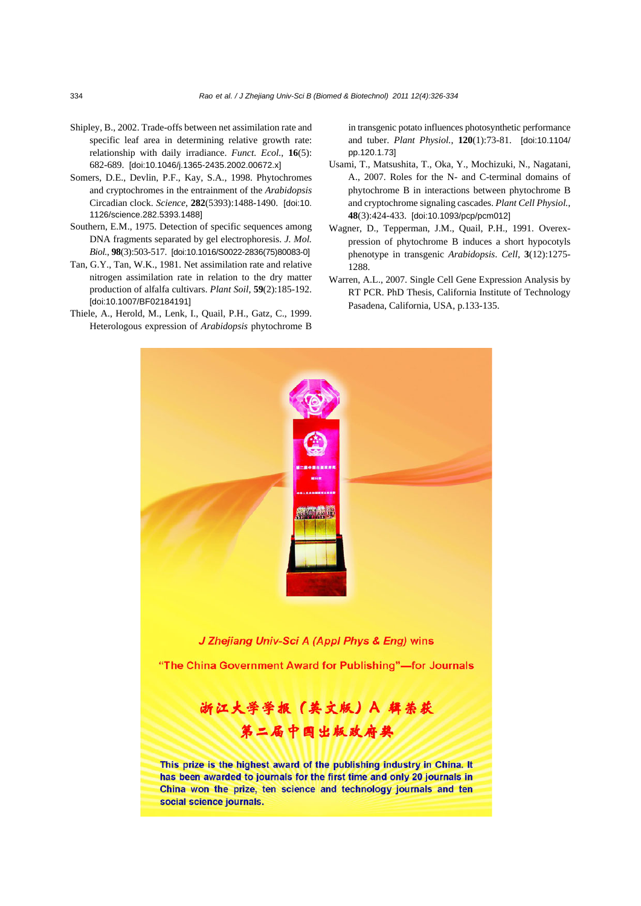Shipley, B., 2002. Trade-offs between net assimilation rate and specific leaf area in determining relative growth rate: relationship with daily irradiance. *Funct. Ecol.*, **16**(5): 682-689. [doi:10.1046/j.1365-2435.2002.00672.x]

Somers, D.E., Devlin, P.F., Kay, S.A., 1998. Phytochromes and cryptochromes in the entrainment of the *Arabidopsis* Circadian clock. *Science*, **282**(5393):1488-1490. [doi:10.1126/science.282.5393.1488]

Southern, E.M., 1975. Detection of specific sequences among DNA fragments separated by gel electrophoresis. *J. Mol. Biol.*, **98**(3):503-517. [doi:10.1016/S0022-2836(75)80083-0]

Tan, G.Y., Tan, W.K., 1981. Net assimilation rate and relative nitrogen assimilation rate in relation to the dry matter production of alfalfa cultivars. *Plant Soil*, **59**(2):185-192. [doi:10.1007/BF02184191]

Thiele, A., Herold, M., Lenk, I., Quail, P.H., Gatz, C., 1999. Heterologous expression of *Arabidopsis* phytochrome B in transgenic potato influences photosynthetic performance and tuber. *Plant Physiol.*, **120**(1):73-81. [doi:10.1104/pp.120.1.73]

Usami, T., Matsushita, T., Oka, Y., Mochizuki, N., Nagatani, A., 2007. Roles for the N- and C-terminal domains of phytochrome B in interactions between phytochrome B and cryptochrome signaling cascades. *Plant Cell Physiol.*, **48**(3):424-433. [doi:10.1093/pcp/pcm012]

Wagner, D., Tepperman, J.M., Quail, P.H., 1991. Overexpression of phytochrome B induces a short hypocotyls phenotype in transgenic *Arabidopsis*. *Cell*, **3**(12):1275-1288.

Warren, A.L., 2007. Single Cell Gene Expression Analysis by RT PCR. PhD Thesis, California Institute of Technology Pasadena, California, USA, p.133-135.

*J Zhejiang Univ-Sci A (Appl Phys & Eng)* wins

"The China Government Award for Publishing"—for Journals

浙江大学学报（英文版）A 辑荣获

第二届中国出版政府奖

**This prize is the highest award of the publishing industry in China. It has been awarded to journals for the first time and only 20 journals in China won the prize, ten science and technology journals and ten social science journals.**